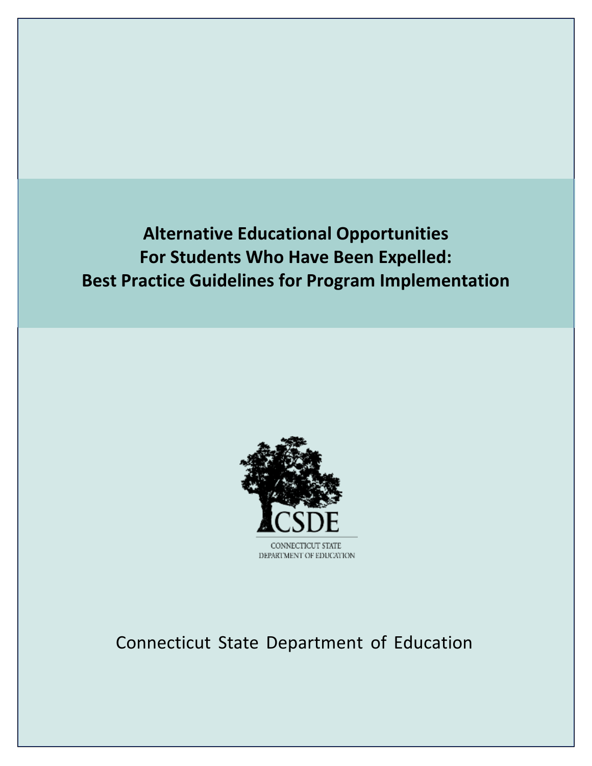# Alternative Educational Opportunities For Students Who Have Been Expelled: Best Practice Guidelines for Program Implementation

CSDE

CONNECTICUT STATE DEPARTMENT OF EDUCATION

Connecticut State Department of Education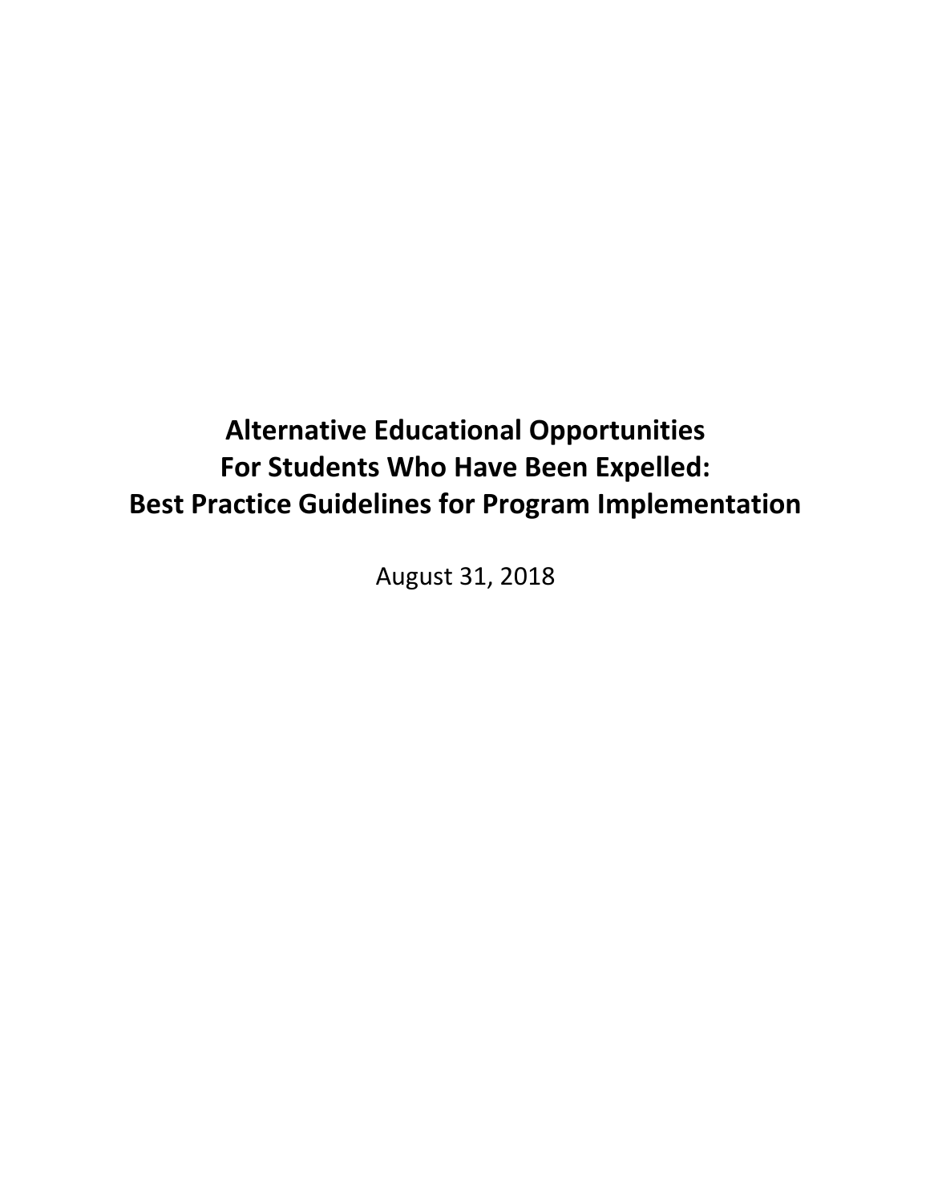# Alternative Educational Opportunities For Students Who Have Been Expelled: Best Practice Guidelines for Program Implementation

August 31, 2018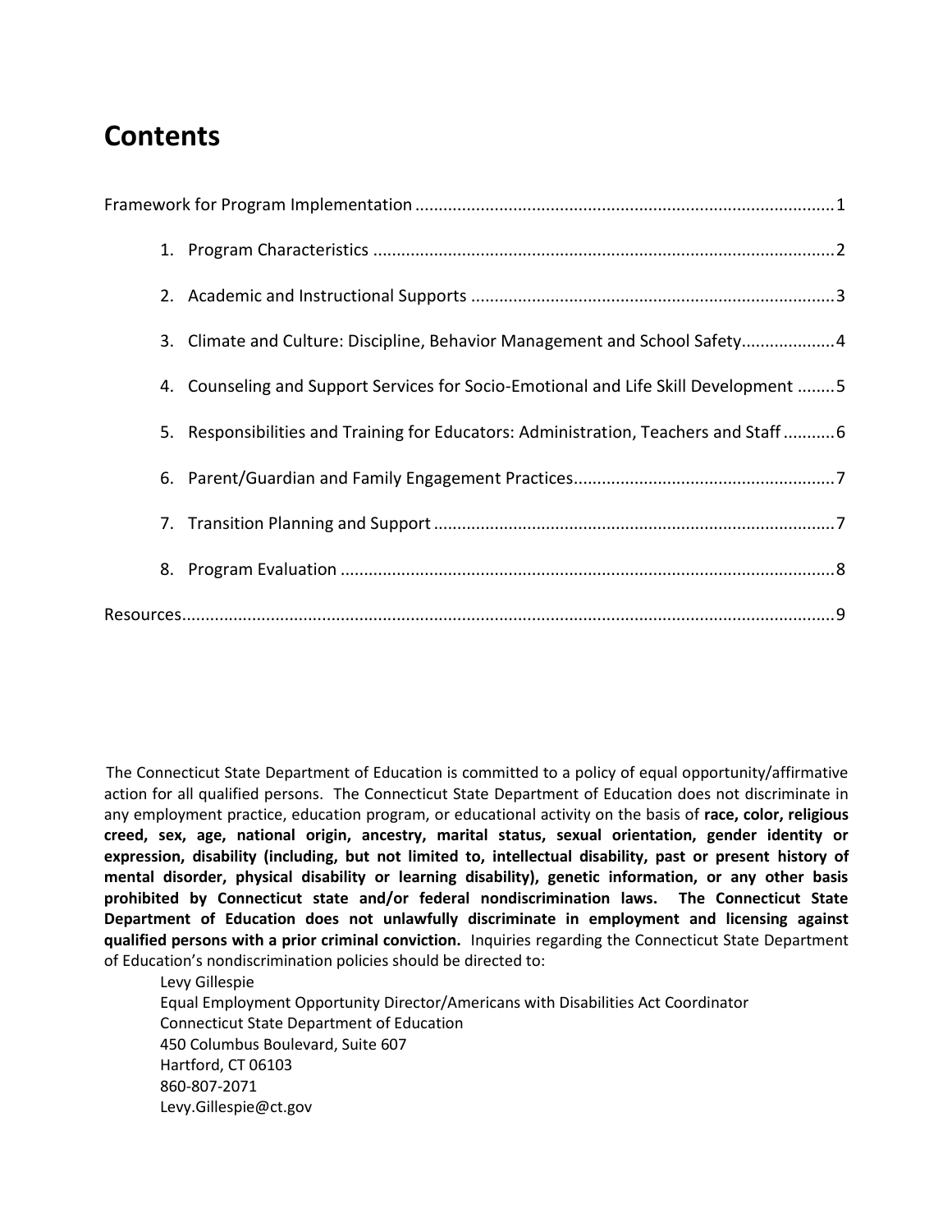# Contents

Framework for Program Implementation ........................................................................................ 1

1. Program Characteristics .................................................................................................. 2
2. Academic and Instructional Supports ............................................................................. 3
3. Climate and Culture: Discipline, Behavior Management and School Safety.................... 4
4. Counseling and Support Services for Socio-Emotional and Life Skill Development ........ 5
5. Responsibilities and Training for Educators: Administration, Teachers and Staff ........... 6
6. Parent/Guardian and Family Engagement Practices........................................................ 7
7. Transition Planning and Support ..................................................................................... 7
8. Program Evaluation ......................................................................................................... 8

Resources........................................................................................................................................... 9

The Connecticut State Department of Education is committed to a policy of equal opportunity/affirmative action for all qualified persons. The Connecticut State Department of Education does not discriminate in any employment practice, education program, or educational activity on the basis of **race, color, religious creed, sex, age, national origin, ancestry, marital status, sexual orientation, gender identity or expression, disability (including, but not limited to, intellectual disability, past or present history of mental disorder, physical disability or learning disability), genetic information, or any other basis prohibited by Connecticut state and/or federal nondiscrimination laws. The Connecticut State Department of Education does not unlawfully discriminate in employment and licensing against qualified persons with a prior criminal conviction.** Inquiries regarding the Connecticut State Department of Education's nondiscrimination policies should be directed to:

Levy Gillespie
Equal Employment Opportunity Director/Americans with Disabilities Act Coordinator
Connecticut State Department of Education
450 Columbus Boulevard, Suite 607
Hartford, CT 06103
860-807-2071
Levy.Gillespie@ct.gov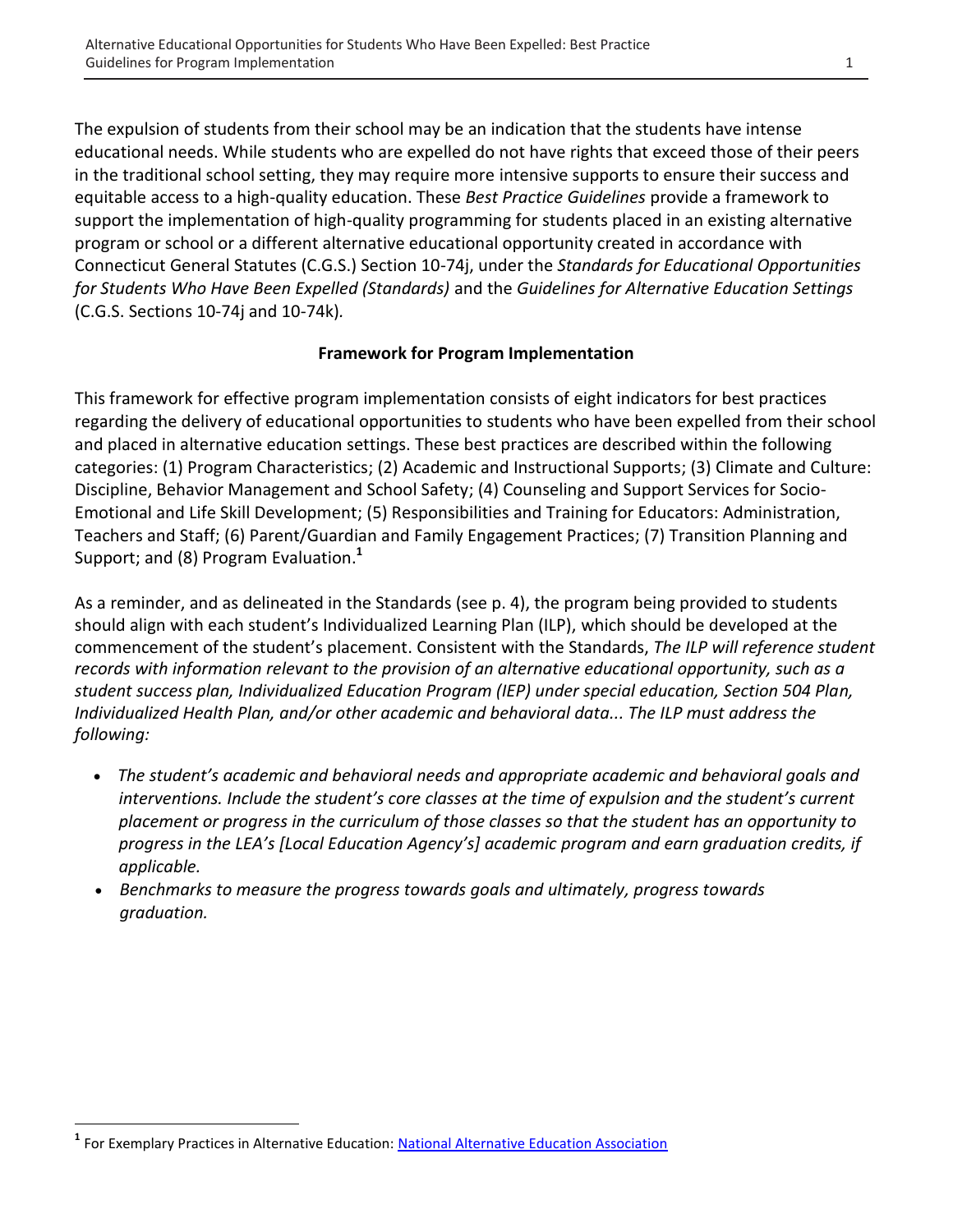The expulsion of students from their school may be an indication that the students have intense educational needs. While students who are expelled do not have rights that exceed those of their peers in the traditional school setting, they may require more intensive supports to ensure their success and equitable access to a high-quality education. These *Best Practice Guidelines* provide a framework to support the implementation of high-quality programming for students placed in an existing alternative program or school or a different alternative educational opportunity created in accordance with Connecticut General Statutes (C.G.S.) Section 10-74j, under the *Standards for Educational Opportunities for Students Who Have Been Expelled (Standards)* and the *Guidelines for Alternative Education Settings* (C.G.S. Sections 10-74j and 10-74k).

**Framework for Program Implementation**

This framework for effective program implementation consists of eight indicators for best practices regarding the delivery of educational opportunities to students who have been expelled from their school and placed in alternative education settings. These best practices are described within the following categories: (1) Program Characteristics; (2) Academic and Instructional Supports; (3) Climate and Culture: Discipline, Behavior Management and School Safety; (4) Counseling and Support Services for Socio-Emotional and Life Skill Development; (5) Responsibilities and Training for Educators: Administration, Teachers and Staff; (6) Parent/Guardian and Family Engagement Practices; (7) Transition Planning and Support; and (8) Program Evaluation.[1]

As a reminder, and as delineated in the Standards (see p. 4), the program being provided to students should align with each student's Individualized Learning Plan (ILP), which should be developed at the commencement of the student's placement. Consistent with the Standards, *The ILP will reference student records with information relevant to the provision of an alternative educational opportunity, such as a student success plan, Individualized Education Program (IEP) under special education, Section 504 Plan, Individualized Health Plan, and/or other academic and behavioral data... The ILP must address the following:*

- *The student's academic and behavioral needs and appropriate academic and behavioral goals and interventions. Include the student's core classes at the time of expulsion and the student's current placement or progress in the curriculum of those classes so that the student has an opportunity to progress in the LEA's [Local Education Agency's] academic program and earn graduation credits, if applicable.*
- *Benchmarks to measure the progress towards goals and ultimately, progress towards graduation.*

[1] For Exemplary Practices in Alternative Education: [National Alternative Education Association](National Alternative Education Association)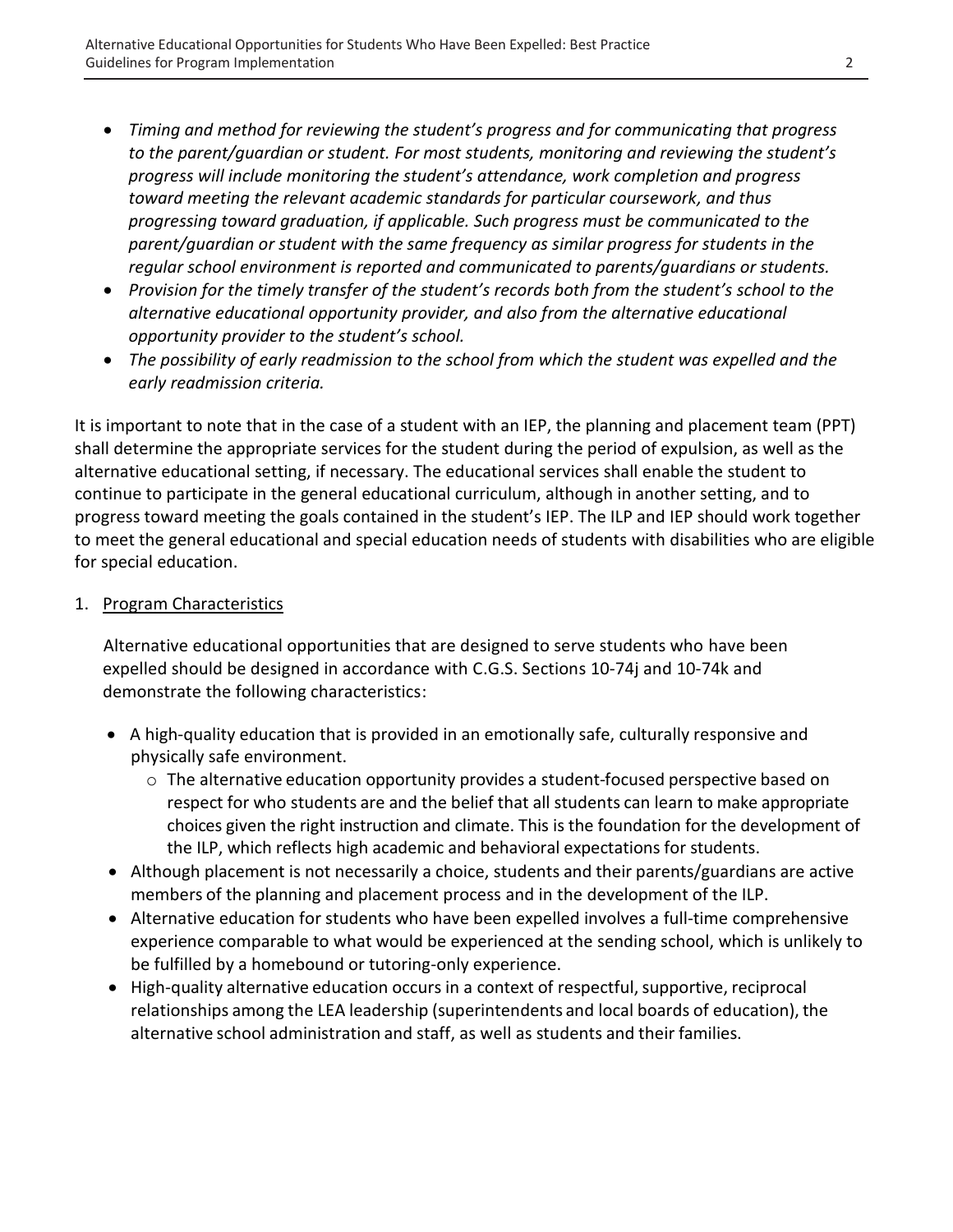- *Timing and method for reviewing the student's progress and for communicating that progress to the parent/guardian or student. For most students, monitoring and reviewing the student's progress will include monitoring the student's attendance, work completion and progress toward meeting the relevant academic standards for particular coursework, and thus progressing toward graduation, if applicable. Such progress must be communicated to the parent/guardian or student with the same frequency as similar progress for students in the regular school environment is reported and communicated to parents/guardians or students.*
- *Provision for the timely transfer of the student's records both from the student's school to the alternative educational opportunity provider, and also from the alternative educational opportunity provider to the student's school.*
- *The possibility of early readmission to the school from which the student was expelled and the early readmission criteria.*

It is important to note that in the case of a student with an IEP, the planning and placement team (PPT) shall determine the appropriate services for the student during the period of expulsion, as well as the alternative educational setting, if necessary. The educational services shall enable the student to continue to participate in the general educational curriculum, although in another setting, and to progress toward meeting the goals contained in the student's IEP. The ILP and IEP should work together to meet the general educational and special education needs of students with disabilities who are eligible for special education.

1. <u>Program Characteristics</u>

   Alternative educational opportunities that are designed to serve students who have been expelled should be designed in accordance with C.G.S. Sections 10-74j and 10-74k and demonstrate the following characteristics:

   - A high-quality education that is provided in an emotionally safe, culturally responsive and physically safe environment.
     - The alternative education opportunity provides a student-focused perspective based on respect for who students are and the belief that all students can learn to make appropriate choices given the right instruction and climate. This is the foundation for the development of the ILP, which reflects high academic and behavioral expectations for students.
   - Although placement is not necessarily a choice, students and their parents/guardians are active members of the planning and placement process and in the development of the ILP.
   - Alternative education for students who have been expelled involves a full-time comprehensive experience comparable to what would be experienced at the sending school, which is unlikely to be fulfilled by a homebound or tutoring-only experience.
   - High-quality alternative education occurs in a context of respectful, supportive, reciprocal relationships among the LEA leadership (superintendents and local boards of education), the alternative school administration and staff, as well as students and their families.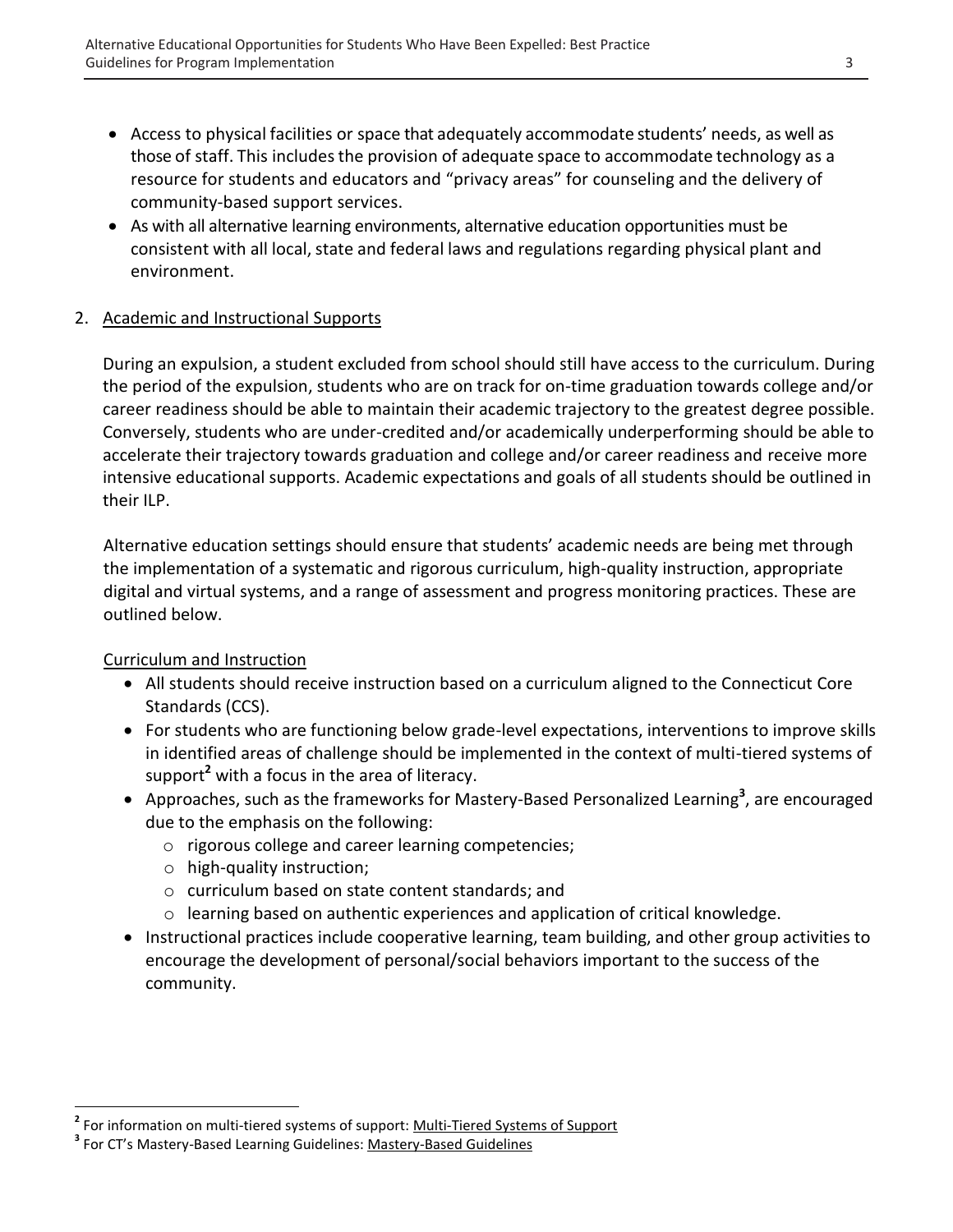- Access to physical facilities or space that adequately accommodate students' needs, as well as those of staff. This includes the provision of adequate space to accommodate technology as a resource for students and educators and "privacy areas" for counseling and the delivery of community-based support services.
- As with all alternative learning environments, alternative education opportunities must be consistent with all local, state and federal laws and regulations regarding physical plant and environment.

2. Academic and Instructional Supports

During an expulsion, a student excluded from school should still have access to the curriculum. During the period of the expulsion, students who are on track for on-time graduation towards college and/or career readiness should be able to maintain their academic trajectory to the greatest degree possible. Conversely, students who are under-credited and/or academically underperforming should be able to accelerate their trajectory towards graduation and college and/or career readiness and receive more intensive educational supports. Academic expectations and goals of all students should be outlined in their ILP.

Alternative education settings should ensure that students' academic needs are being met through the implementation of a systematic and rigorous curriculum, high-quality instruction, appropriate digital and virtual systems, and a range of assessment and progress monitoring practices. These are outlined below.

Curriculum and Instruction

- All students should receive instruction based on a curriculum aligned to the Connecticut Core Standards (CCS).
- For students who are functioning below grade-level expectations, interventions to improve skills in identified areas of challenge should be implemented in the context of multi-tiered systems of support[2] with a focus in the area of literacy.
- Approaches, such as the frameworks for Mastery-Based Personalized Learning[3], are encouraged due to the emphasis on the following:
  - rigorous college and career learning competencies;
  - high-quality instruction;
  - curriculum based on state content standards; and
  - learning based on authentic experiences and application of critical knowledge.
- Instructional practices include cooperative learning, team building, and other group activities to encourage the development of personal/social behaviors important to the success of the community.

[2] For information on multi-tiered systems of support: Multi-Tiered Systems of Support

[3] For CT's Mastery-Based Learning Guidelines: Mastery-Based Guidelines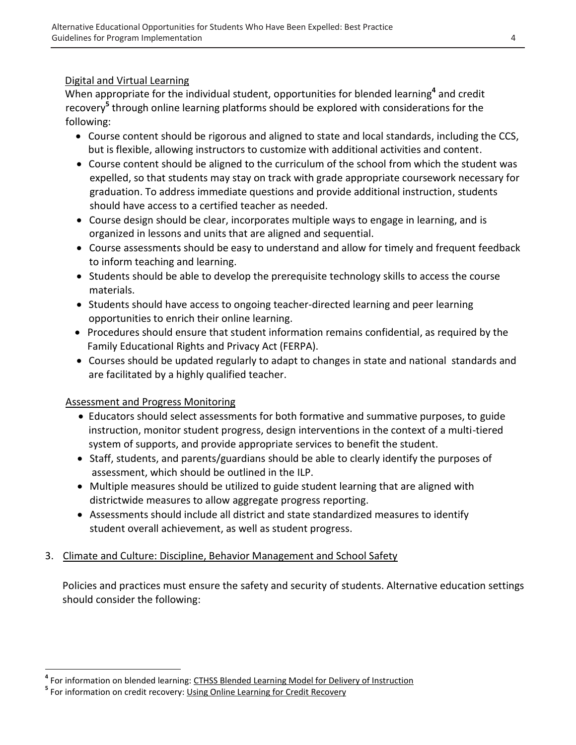### Digital and Virtual Learning

When appropriate for the individual student, opportunities for blended learning[4] and credit recovery[5] through online learning platforms should be explored with considerations for the following:

- Course content should be rigorous and aligned to state and local standards, including the CCS, but is flexible, allowing instructors to customize with additional activities and content.
- Course content should be aligned to the curriculum of the school from which the student was expelled, so that students may stay on track with grade appropriate coursework necessary for graduation. To address immediate questions and provide additional instruction, students should have access to a certified teacher as needed.
- Course design should be clear, incorporates multiple ways to engage in learning, and is organized in lessons and units that are aligned and sequential.
- Course assessments should be easy to understand and allow for timely and frequent feedback to inform teaching and learning.
- Students should be able to develop the prerequisite technology skills to access the course materials.
- Students should have access to ongoing teacher-directed learning and peer learning opportunities to enrich their online learning.
- Procedures should ensure that student information remains confidential, as required by the Family Educational Rights and Privacy Act (FERPA).
- Courses should be updated regularly to adapt to changes in state and national standards and are facilitated by a highly qualified teacher.

### Assessment and Progress Monitoring

- Educators should select assessments for both formative and summative purposes, to guide instruction, monitor student progress, design interventions in the context of a multi-tiered system of supports, and provide appropriate services to benefit the student.
- Staff, students, and parents/guardians should be able to clearly identify the purposes of assessment, which should be outlined in the ILP.
- Multiple measures should be utilized to guide student learning that are aligned with districtwide measures to allow aggregate progress reporting.
- Assessments should include all district and state standardized measures to identify student overall achievement, as well as student progress.

## 3. Climate and Culture: Discipline, Behavior Management and School Safety

Policies and practices must ensure the safety and security of students. Alternative education settings should consider the following:

---

[4] For information on blended learning: CTHSS Blended Learning Model for Delivery of Instruction

[5] For information on credit recovery: Using Online Learning for Credit Recovery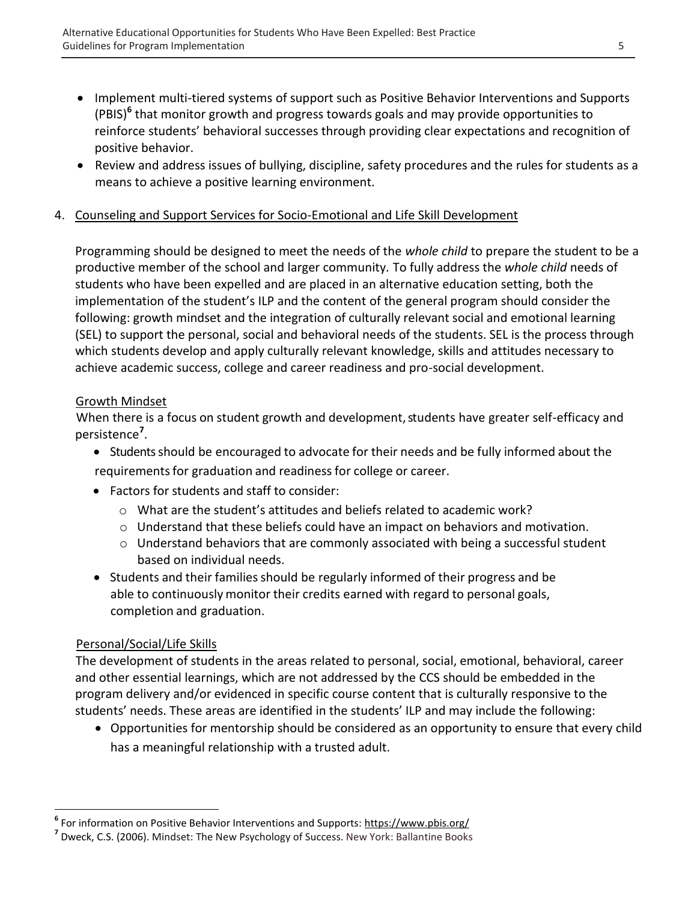- Implement multi-tiered systems of support such as Positive Behavior Interventions and Supports (PBIS)[6] that monitor growth and progress towards goals and may provide opportunities to reinforce students' behavioral successes through providing clear expectations and recognition of positive behavior.
- Review and address issues of bullying, discipline, safety procedures and the rules for students as a means to achieve a positive learning environment.

4. Counseling and Support Services for Socio-Emotional and Life Skill Development

Programming should be designed to meet the needs of the *whole child* to prepare the student to be a productive member of the school and larger community. To fully address the *whole child* needs of students who have been expelled and are placed in an alternative education setting, both the implementation of the student's ILP and the content of the general program should consider the following: growth mindset and the integration of culturally relevant social and emotional learning (SEL) to support the personal, social and behavioral needs of the students. SEL is the process through which students develop and apply culturally relevant knowledge, skills and attitudes necessary to achieve academic success, college and career readiness and pro-social development.

Growth Mindset

When there is a focus on student growth and development, students have greater self-efficacy and persistence[7].

- Students should be encouraged to advocate for their needs and be fully informed about the requirements for graduation and readiness for college or career.
- Factors for students and staff to consider:
  - What are the student's attitudes and beliefs related to academic work?
  - Understand that these beliefs could have an impact on behaviors and motivation.
  - Understand behaviors that are commonly associated with being a successful student based on individual needs.
- Students and their families should be regularly informed of their progress and be able to continuously monitor their credits earned with regard to personal goals, completion and graduation.

Personal/Social/Life Skills

The development of students in the areas related to personal, social, emotional, behavioral, career and other essential learnings, which are not addressed by the CCS should be embedded in the program delivery and/or evidenced in specific course content that is culturally responsive to the students' needs. These areas are identified in the students' ILP and may include the following:

- Opportunities for mentorship should be considered as an opportunity to ensure that every child has a meaningful relationship with a trusted adult.

---

[6] For information on Positive Behavior Interventions and Supports: https://www.pbis.org/

[7] Dweck, C.S. (2006). Mindset: The New Psychology of Success. New York: Ballantine Books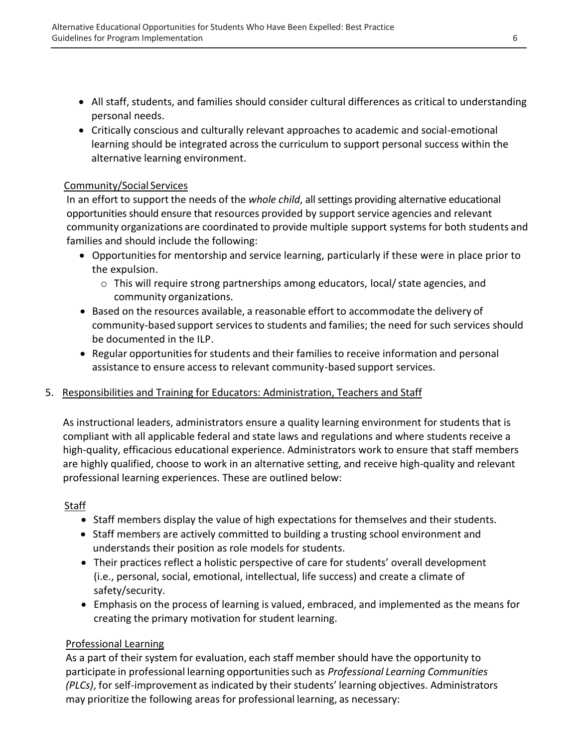- All staff, students, and families should consider cultural differences as critical to understanding personal needs.
- Critically conscious and culturally relevant approaches to academic and social-emotional learning should be integrated across the curriculum to support personal success within the alternative learning environment.

Community/Social Services

In an effort to support the needs of the *whole child*, all settings providing alternative educational opportunities should ensure that resources provided by support service agencies and relevant community organizations are coordinated to provide multiple support systems for both students and families and should include the following:

- Opportunities for mentorship and service learning, particularly if these were in place prior to the expulsion.
  - This will require strong partnerships among educators, local/ state agencies, and community organizations.
- Based on the resources available, a reasonable effort to accommodate the delivery of community-based support services to students and families; the need for such services should be documented in the ILP.
- Regular opportunities for students and their families to receive information and personal assistance to ensure access to relevant community-based support services.

5. Responsibilities and Training for Educators: Administration, Teachers and Staff

As instructional leaders, administrators ensure a quality learning environment for students that is compliant with all applicable federal and state laws and regulations and where students receive a high-quality, efficacious educational experience. Administrators work to ensure that staff members are highly qualified, choose to work in an alternative setting, and receive high-quality and relevant professional learning experiences. These are outlined below:

Staff

- Staff members display the value of high expectations for themselves and their students.
- Staff members are actively committed to building a trusting school environment and understands their position as role models for students.
- Their practices reflect a holistic perspective of care for students' overall development (i.e., personal, social, emotional, intellectual, life success) and create a climate of safety/security.
- Emphasis on the process of learning is valued, embraced, and implemented as the means for creating the primary motivation for student learning.

Professional Learning

As a part of their system for evaluation, each staff member should have the opportunity to participate in professional learning opportunities such as *Professional Learning Communities (PLCs)*, for self-improvement as indicated by their students' learning objectives. Administrators may prioritize the following areas for professional learning, as necessary: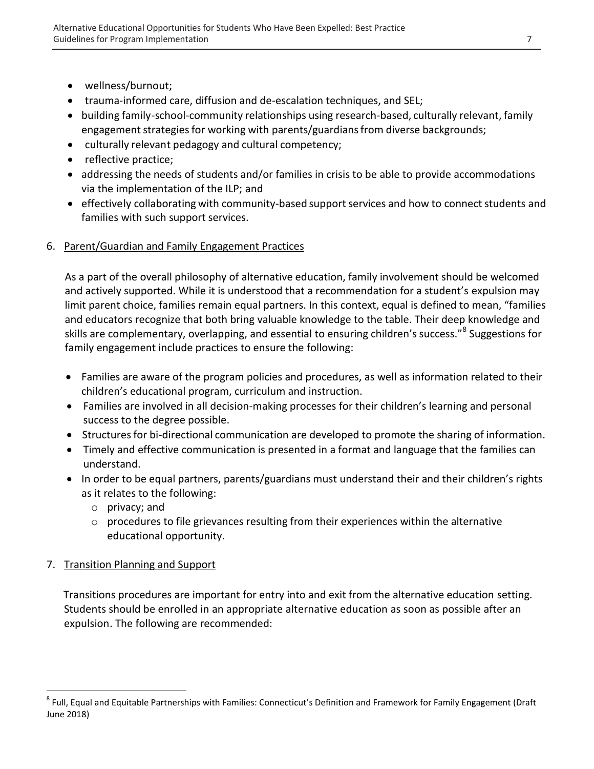- wellness/burnout;
- trauma-informed care, diffusion and de-escalation techniques, and SEL;
- building family-school-community relationships using research-based, culturally relevant, family engagement strategies for working with parents/guardians from diverse backgrounds;
- culturally relevant pedagogy and cultural competency;
- reflective practice;
- addressing the needs of students and/or families in crisis to be able to provide accommodations via the implementation of the ILP; and
- effectively collaborating with community-based support services and how to connect students and families with such support services.

6. Parent/Guardian and Family Engagement Practices

   As a part of the overall philosophy of alternative education, family involvement should be welcomed and actively supported. While it is understood that a recommendation for a student's expulsion may limit parent choice, families remain equal partners. In this context, equal is defined to mean, "families and educators recognize that both bring valuable knowledge to the table. Their deep knowledge and skills are complementary, overlapping, and essential to ensuring children's success."[8] Suggestions for family engagement include practices to ensure the following:

   - Families are aware of the program policies and procedures, as well as information related to their children's educational program, curriculum and instruction.
   - Families are involved in all decision-making processes for their children's learning and personal success to the degree possible.
   - Structures for bi-directional communication are developed to promote the sharing of information.
   - Timely and effective communication is presented in a format and language that the families can understand.
   - In order to be equal partners, parents/guardians must understand their and their children's rights as it relates to the following:
     - privacy; and
     - procedures to file grievances resulting from their experiences within the alternative educational opportunity.

7. Transition Planning and Support

   Transitions procedures are important for entry into and exit from the alternative education setting. Students should be enrolled in an appropriate alternative education as soon as possible after an expulsion. The following are recommended:

[8] Full, Equal and Equitable Partnerships with Families: Connecticut's Definition and Framework for Family Engagement (Draft June 2018)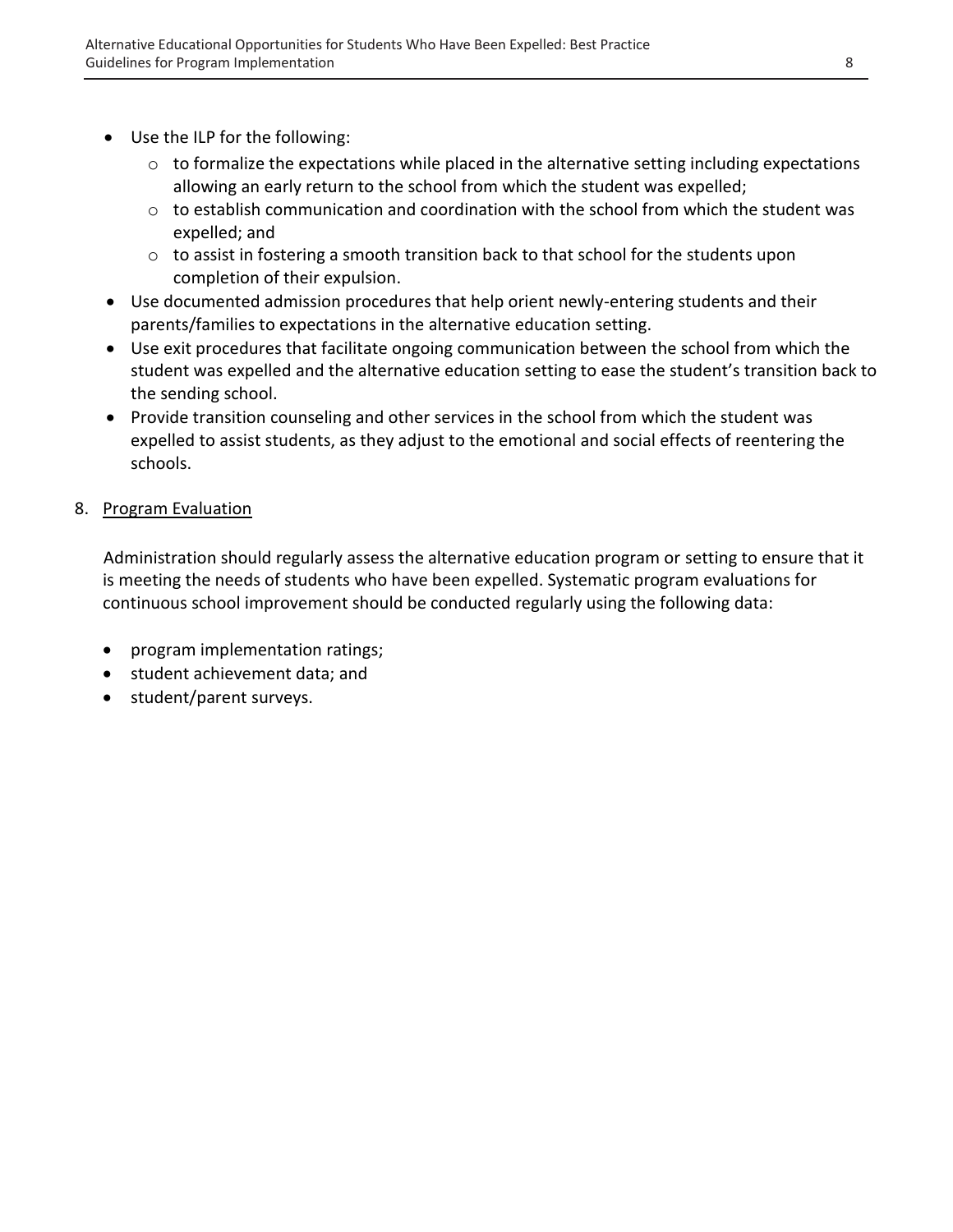- Use the ILP for the following:
  - to formalize the expectations while placed in the alternative setting including expectations allowing an early return to the school from which the student was expelled;
  - to establish communication and coordination with the school from which the student was expelled; and
  - to assist in fostering a smooth transition back to that school for the students upon completion of their expulsion.
- Use documented admission procedures that help orient newly-entering students and their parents/families to expectations in the alternative education setting.
- Use exit procedures that facilitate ongoing communication between the school from which the student was expelled and the alternative education setting to ease the student's transition back to the sending school.
- Provide transition counseling and other services in the school from which the student was expelled to assist students, as they adjust to the emotional and social effects of reentering the schools.

8. Program Evaluation

Administration should regularly assess the alternative education program or setting to ensure that it is meeting the needs of students who have been expelled. Systematic program evaluations for continuous school improvement should be conducted regularly using the following data:

- program implementation ratings;
- student achievement data; and
- student/parent surveys.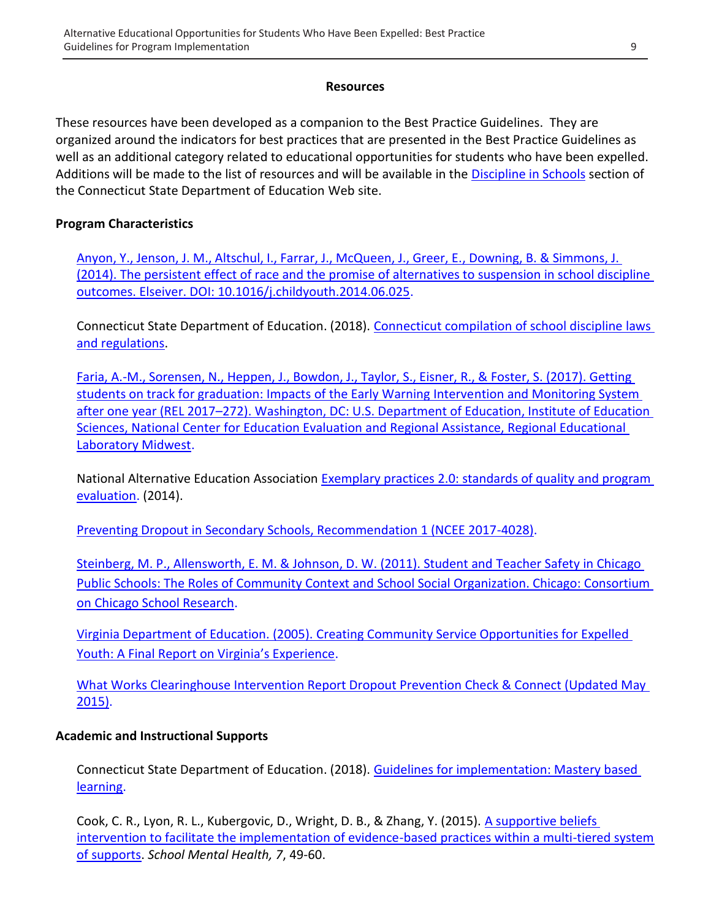## Resources

These resources have been developed as a companion to the Best Practice Guidelines. They are organized around the indicators for best practices that are presented in the Best Practice Guidelines as well as an additional category related to educational opportunities for students who have been expelled. Additions will be made to the list of resources and will be available in the Discipline in Schools section of the Connecticut State Department of Education Web site.

### Program Characteristics

Anyon, Y., Jenson, J. M., Altschul, I., Farrar, J., McQueen, J., Greer, E., Downing, B. & Simmons, J. (2014). The persistent effect of race and the promise of alternatives to suspension in school discipline outcomes. Elseiver. DOI: 10.1016/j.childyouth.2014.06.025.

Connecticut State Department of Education. (2018). Connecticut compilation of school discipline laws and regulations.

Faria, A.-M., Sorensen, N., Heppen, J., Bowdon, J., Taylor, S., Eisner, R., & Foster, S. (2017). Getting students on track for graduation: Impacts of the Early Warning Intervention and Monitoring System after one year (REL 2017–272). Washington, DC: U.S. Department of Education, Institute of Education Sciences, National Center for Education Evaluation and Regional Assistance, Regional Educational Laboratory Midwest.

National Alternative Education Association Exemplary practices 2.0: standards of quality and program evaluation. (2014).

Preventing Dropout in Secondary Schools, Recommendation 1 (NCEE 2017-4028).

Steinberg, M. P., Allensworth, E. M. & Johnson, D. W. (2011). Student and Teacher Safety in Chicago Public Schools: The Roles of Community Context and School Social Organization. Chicago: Consortium on Chicago School Research.

Virginia Department of Education. (2005). Creating Community Service Opportunities for Expelled Youth: A Final Report on Virginia's Experience.

What Works Clearinghouse Intervention Report Dropout Prevention Check & Connect (Updated May 2015).

### Academic and Instructional Supports

Connecticut State Department of Education. (2018). Guidelines for implementation: Mastery based learning.

Cook, C. R., Lyon, R. L., Kubergovic, D., Wright, D. B., & Zhang, Y. (2015). A supportive beliefs intervention to facilitate the implementation of evidence-based practices within a multi-tiered system of supports. *School Mental Health, 7*, 49-60.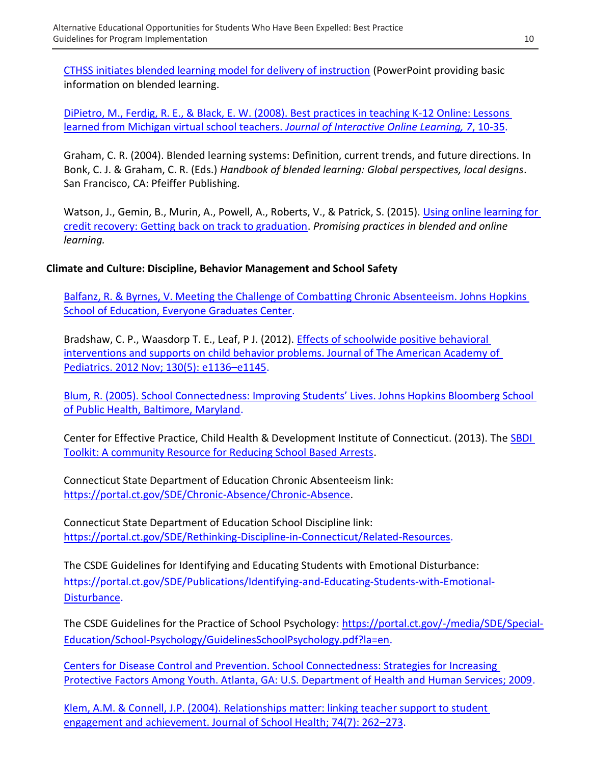CTHSS initiates blended learning model for delivery of instruction (PowerPoint providing basic information on blended learning.

DiPietro, M., Ferdig, R. E., & Black, E. W. (2008). Best practices in teaching K-12 Online: Lessons learned from Michigan virtual school teachers. *Journal of Interactive Online Learning, 7*, 10-35.

Graham, C. R. (2004). Blended learning systems: Definition, current trends, and future directions. In Bonk, C. J. & Graham, C. R. (Eds.) *Handbook of blended learning: Global perspectives, local designs*. San Francisco, CA: Pfeiffer Publishing.

Watson, J., Gemin, B., Murin, A., Powell, A., Roberts, V., & Patrick, S. (2015). Using online learning for credit recovery: Getting back on track to graduation. *Promising practices in blended and online learning.*

**Climate and Culture: Discipline, Behavior Management and School Safety**

Balfanz, R. & Byrnes, V. Meeting the Challenge of Combatting Chronic Absenteeism. Johns Hopkins School of Education, Everyone Graduates Center.

Bradshaw, C. P., Waasdorp T. E., Leaf, P J. (2012). Effects of schoolwide positive behavioral interventions and supports on child behavior problems. Journal of The American Academy of Pediatrics. 2012 Nov; 130(5): e1136–e1145.

Blum, R. (2005). School Connectedness: Improving Students' Lives. Johns Hopkins Bloomberg School of Public Health, Baltimore, Maryland.

Center for Effective Practice, Child Health & Development Institute of Connecticut. (2013). The SBDI Toolkit: A community Resource for Reducing School Based Arrests.

Connecticut State Department of Education Chronic Absenteeism link: https://portal.ct.gov/SDE/Chronic-Absence/Chronic-Absence.

Connecticut State Department of Education School Discipline link: https://portal.ct.gov/SDE/Rethinking-Discipline-in-Connecticut/Related-Resources.

The CSDE Guidelines for Identifying and Educating Students with Emotional Disturbance: https://portal.ct.gov/SDE/Publications/Identifying-and-Educating-Students-with-Emotional-Disturbance.

The CSDE Guidelines for the Practice of School Psychology: https://portal.ct.gov/-/media/SDE/Special-Education/School-Psychology/GuidelinesSchoolPsychology.pdf?la=en.

Centers for Disease Control and Prevention. School Connectedness: Strategies for Increasing Protective Factors Among Youth. Atlanta, GA: U.S. Department of Health and Human Services; 2009.

Klem, A.M. & Connell, J.P. (2004). Relationships matter: linking teacher support to student engagement and achievement. Journal of School Health; 74(7): 262–273.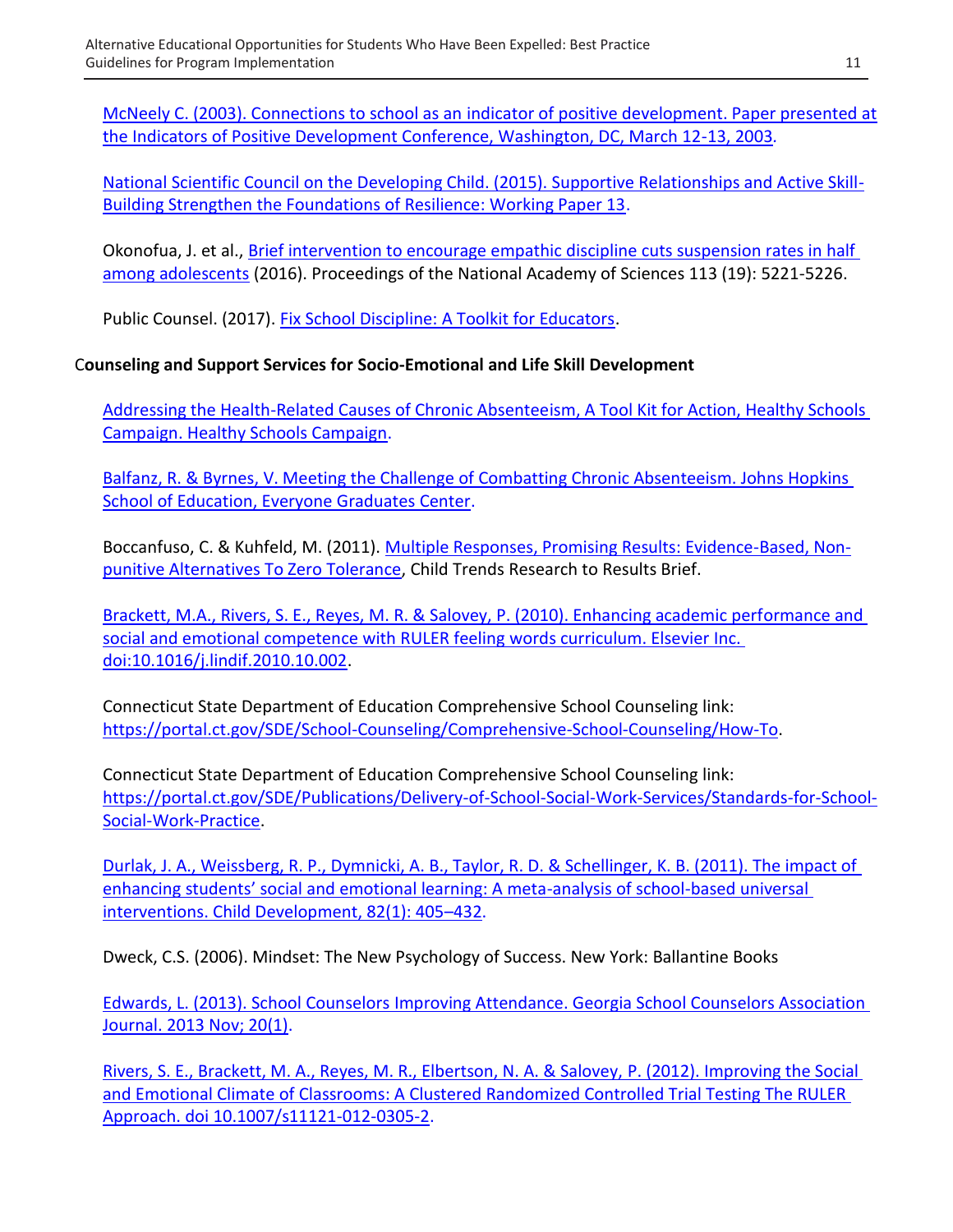McNeely C. (2003). Connections to school as an indicator of positive development. Paper presented at the Indicators of Positive Development Conference, Washington, DC, March 12-13, 2003.

National Scientific Council on the Developing Child. (2015). Supportive Relationships and Active Skill-Building Strengthen the Foundations of Resilience: Working Paper 13.

Okonofua, J. et al., Brief intervention to encourage empathic discipline cuts suspension rates in half among adolescents (2016). Proceedings of the National Academy of Sciences 113 (19): 5221-5226.

Public Counsel. (2017). Fix School Discipline: A Toolkit for Educators.

**Counseling and Support Services for Socio-Emotional and Life Skill Development**

Addressing the Health-Related Causes of Chronic Absenteeism, A Tool Kit for Action, Healthy Schools Campaign. Healthy Schools Campaign.

Balfanz, R. & Byrnes, V. Meeting the Challenge of Combatting Chronic Absenteeism. Johns Hopkins School of Education, Everyone Graduates Center.

Boccanfuso, C. & Kuhfeld, M. (2011). Multiple Responses, Promising Results: Evidence-Based, Non-punitive Alternatives To Zero Tolerance, Child Trends Research to Results Brief.

Brackett, M.A., Rivers, S. E., Reyes, M. R. & Salovey, P. (2010). Enhancing academic performance and social and emotional competence with RULER feeling words curriculum. Elsevier Inc. doi:10.1016/j.lindif.2010.10.002.

Connecticut State Department of Education Comprehensive School Counseling link: https://portal.ct.gov/SDE/School-Counseling/Comprehensive-School-Counseling/How-To.

Connecticut State Department of Education Comprehensive School Counseling link: https://portal.ct.gov/SDE/Publications/Delivery-of-School-Social-Work-Services/Standards-for-School-Social-Work-Practice.

Durlak, J. A., Weissberg, R. P., Dymnicki, A. B., Taylor, R. D. & Schellinger, K. B. (2011). The impact of enhancing students' social and emotional learning: A meta-analysis of school-based universal interventions. Child Development, 82(1): 405–432.

Dweck, C.S. (2006). Mindset: The New Psychology of Success. New York: Ballantine Books

Edwards, L. (2013). School Counselors Improving Attendance. Georgia School Counselors Association Journal. 2013 Nov; 20(1).

Rivers, S. E., Brackett, M. A., Reyes, M. R., Elbertson, N. A. & Salovey, P. (2012). Improving the Social and Emotional Climate of Classrooms: A Clustered Randomized Controlled Trial Testing The RULER Approach. doi 10.1007/s11121-012-0305-2.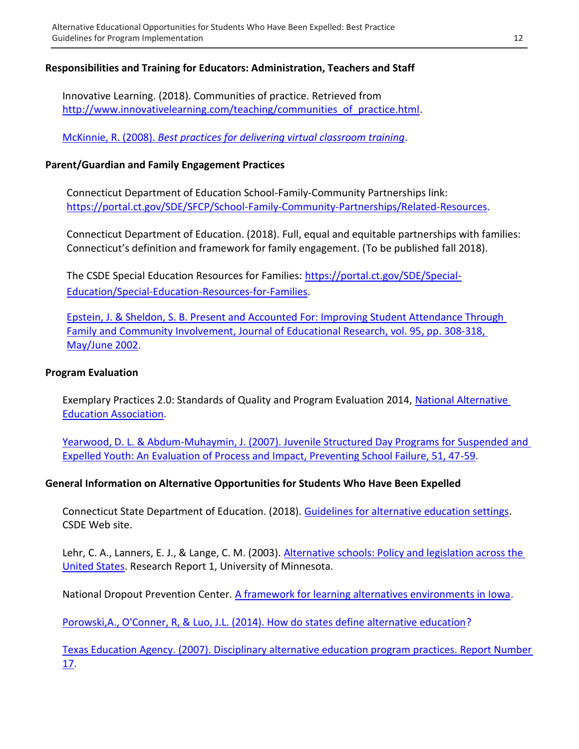**Responsibilities and Training for Educators: Administration, Teachers and Staff**

Innovative Learning. (2018). Communities of practice. Retrieved from http://www.innovativelearning.com/teaching/communities_of_practice.html.

McKinnie, R. (2008). *Best practices for delivering virtual classroom training*.

**Parent/Guardian and Family Engagement Practices**

Connecticut Department of Education School-Family-Community Partnerships link: https://portal.ct.gov/SDE/SFCP/School-Family-Community-Partnerships/Related-Resources.

Connecticut Department of Education. (2018). Full, equal and equitable partnerships with families: Connecticut's definition and framework for family engagement. (To be published fall 2018).

The CSDE Special Education Resources for Families: https://portal.ct.gov/SDE/Special-Education/Special-Education-Resources-for-Families.

Epstein, J. & Sheldon, S. B. Present and Accounted For: Improving Student Attendance Through Family and Community Involvement, Journal of Educational Research, vol. 95, pp. 308-318, May/June 2002.

**Program Evaluation**

Exemplary Practices 2.0: Standards of Quality and Program Evaluation 2014, National Alternative Education Association.

Yearwood, D. L. & Abdum-Muhaymin, J. (2007). Juvenile Structured Day Programs for Suspended and Expelled Youth: An Evaluation of Process and Impact, Preventing School Failure, 51, 47-59.

**General Information on Alternative Opportunities for Students Who Have Been Expelled**

Connecticut State Department of Education. (2018). Guidelines for alternative education settings. CSDE Web site.

Lehr, C. A., Lanners, E. J., & Lange, C. M. (2003). Alternative schools: Policy and legislation across the United States. Research Report 1, University of Minnesota.

National Dropout Prevention Center. A framework for learning alternatives environments in Iowa.

Porowski,A., O'Conner, R, & Luo, J.L. (2014). How do states define alternative education?

Texas Education Agency. (2007). Disciplinary alternative education program practices. Report Number 17.